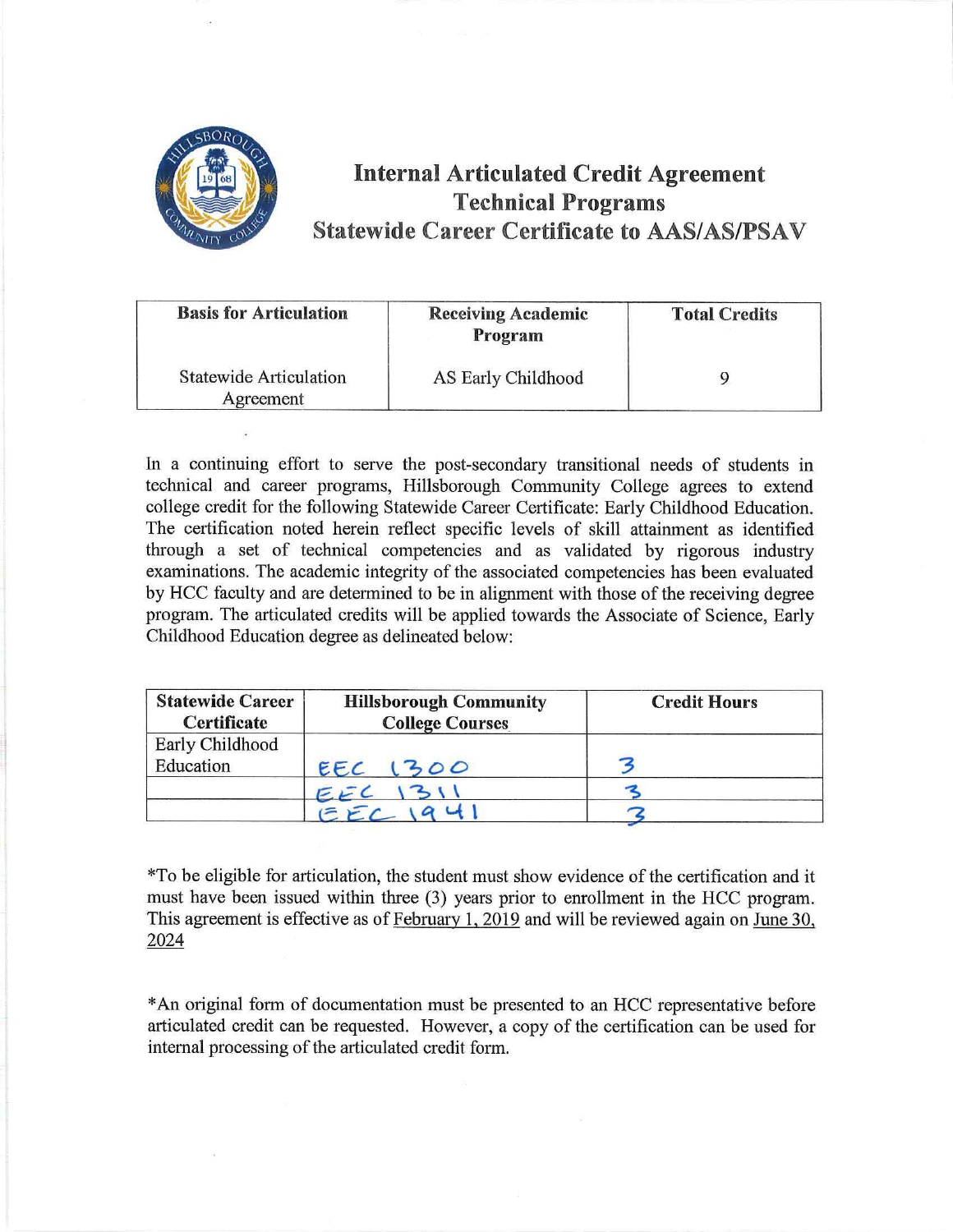# Internal Articulated Credit Agreement
## Technical Programs
## Statewide Career Certificate to AAS/AS/PSAV

| Basis for Articulation | Receiving Academic Program | Total Credits |
|---|---|---|
| Statewide Articulation Agreement | AS Early Childhood | 9 |

In a continuing effort to serve the post-secondary transitional needs of students in technical and career programs, Hillsborough Community College agrees to extend college credit for the following Statewide Career Certificate: Early Childhood Education. The certification noted herein reflect specific levels of skill attainment as identified through a set of technical competencies and as validated by rigorous industry examinations. The academic integrity of the associated competencies has been evaluated by HCC faculty and are determined to be in alignment with those of the receiving degree program. The articulated credits will be applied towards the Associate of Science, Early Childhood Education degree as delineated below:

| Statewide Career Certificate | Hillsborough Community College Courses | Credit Hours |
|---|---|---|
| Early Childhood Education | EEC 1300 | 3 |
| | EEC 1311 | 3 |
| | EEC 1941 | 3 |

*To be eligible for articulation, the student must show evidence of the certification and it must have been issued within three (3) years prior to enrollment in the HCC program. This agreement is effective as of February 1, 2019 and will be reviewed again on June 30, 2024

*An original form of documentation must be presented to an HCC representative before articulated credit can be requested. However, a copy of the certification can be used for internal processing of the articulated credit form.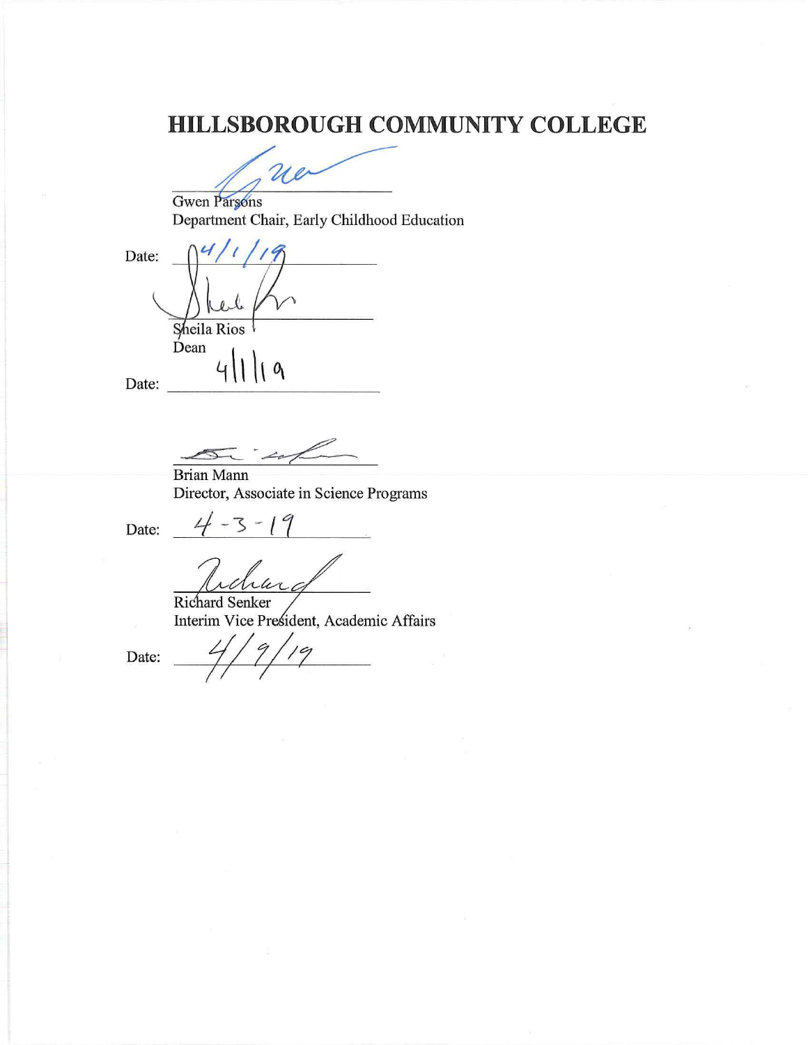# HILLSBOROUGH COMMUNITY COLLEGE

\_\_\_\_\_\_\_\_\_\_\_\_\_\_\_\_\_\_\_\_\_\_\_\_\_\_\_\_\_\_

Gwen Parsons
Department Chair, Early Childhood Education

Date: 4/1/19

\_\_\_\_\_\_\_\_\_\_\_\_\_\_\_\_\_\_\_\_\_\_\_\_\_\_\_\_\_\_

Sheila Rios
Dean

Date: 4/1/19

\_\_\_\_\_\_\_\_\_\_\_\_\_\_\_\_\_\_\_\_\_\_\_\_\_\_\_\_\_\_

Brian Mann
Director, Associate in Science Programs

Date: 4-3-19

\_\_\_\_\_\_\_\_\_\_\_\_\_\_\_\_\_\_\_\_\_\_\_\_\_\_\_\_\_\_

Richard Senker
Interim Vice President, Academic Affairs

Date: 4/9/19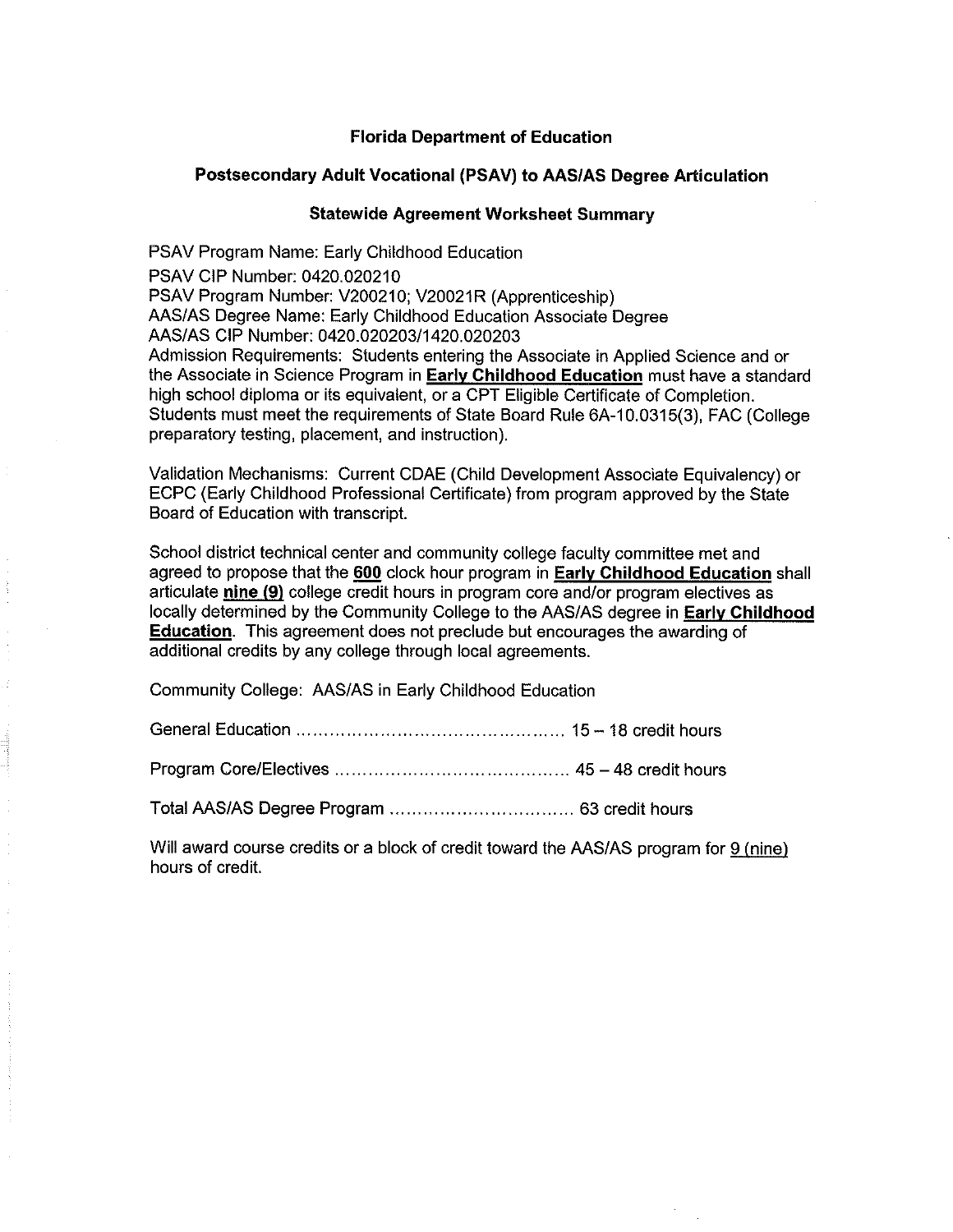### Florida Department of Education

### Postsecondary Adult Vocational (PSAV) to AAS/AS Degree Articulation

### Statewide Agreement Worksheet Summary

PSAV Program Name: Early Childhood Education

PSAV CIP Number: 0420.020210

PSAV Program Number: V200210; V20021R (Apprenticeship)

AAS/AS Degree Name: Early Childhood Education Associate Degree

AAS/AS CIP Number: 0420.020203/1420.020203

Admission Requirements: Students entering the Associate in Applied Science and or the Associate in Science Program in **Early Childhood Education** must have a standard high school diploma or its equivalent, or a CPT Eligible Certificate of Completion. Students must meet the requirements of State Board Rule 6A-10.0315(3), FAC (College preparatory testing, placement, and instruction).

Validation Mechanisms: Current CDAE (Child Development Associate Equivalency) or ECPC (Early Childhood Professional Certificate) from program approved by the State Board of Education with transcript.

School district technical center and community college faculty committee met and agreed to propose that the **600** clock hour program in **Early Childhood Education** shall articulate **nine (9)** college credit hours in program core and/or program electives as locally determined by the Community College to the AAS/AS degree in **Early Childhood Education**. This agreement does not preclude but encourages the awarding of additional credits by any college through local agreements.

Community College: AAS/AS in Early Childhood Education

General Education ............................................... 15 – 18 credit hours

Program Core/Electives ......................................... 45 – 48 credit hours

Total AAS/AS Degree Program ................................ 63 credit hours

Will award course credits or a block of credit toward the AAS/AS program for 9 (nine) hours of credit.